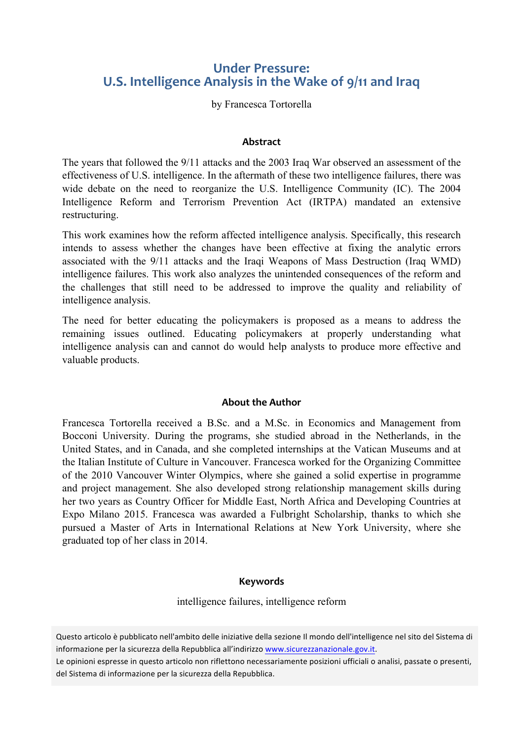# Under Pressure: U.S. Intelligence Analysis in the Wake of 9/11 and Iraq

by Francesca Tortorella

### Abstract

The years that followed the 9/11 attacks and the 2003 Iraq War observed an assessment of the effectiveness of U.S. intelligence. In the aftermath of these two intelligence failures, there was wide debate on the need to reorganize the U.S. Intelligence Community (IC). The 2004 Intelligence Reform and Terrorism Prevention Act (IRTPA) mandated an extensive restructuring.

This work examines how the reform affected intelligence analysis. Specifically, this research intends to assess whether the changes have been effective at fixing the analytic errors associated with the 9/11 attacks and the Iraqi Weapons of Mass Destruction (Iraq WMD) intelligence failures. This work also analyzes the unintended consequences of the reform and the challenges that still need to be addressed to improve the quality and reliability of intelligence analysis.

The need for better educating the policymakers is proposed as a means to address the remaining issues outlined. Educating policymakers at properly understanding what intelligence analysis can and cannot do would help analysts to produce more effective and valuable products.

### About the Author

Francesca Tortorella received a B.Sc. and a M.Sc. in Economics and Management from Bocconi University. During the programs, she studied abroad in the Netherlands, in the United States, and in Canada, and she completed internships at the Vatican Museums and at the Italian Institute of Culture in Vancouver. Francesca worked for the Organizing Committee of the 2010 Vancouver Winter Olympics, where she gained a solid expertise in programme and project management. She also developed strong relationship management skills during her two years as Country Officer for Middle East, North Africa and Developing Countries at Expo Milano 2015. Francesca was awarded a Fulbright Scholarship, thanks to which she pursued a Master of Arts in International Relations at New York University, where she graduated top of her class in 2014.

### Keywords

intelligence failures, intelligence reform

Questo articolo è pubblicato nell'ambito delle iniziative della sezione Il mondo dell'intelligence nel sito del Sistema di informazione per la sicurezza della Repubblica all'indirizzo www.sicurezzanazionale.gov.it.
Le opinioni espresse in questo articolo non riflettono necessariamente posizioni ufficiali o analisi, passate o presenti, del Sistema di informazione per la sicurezza della Repubblica.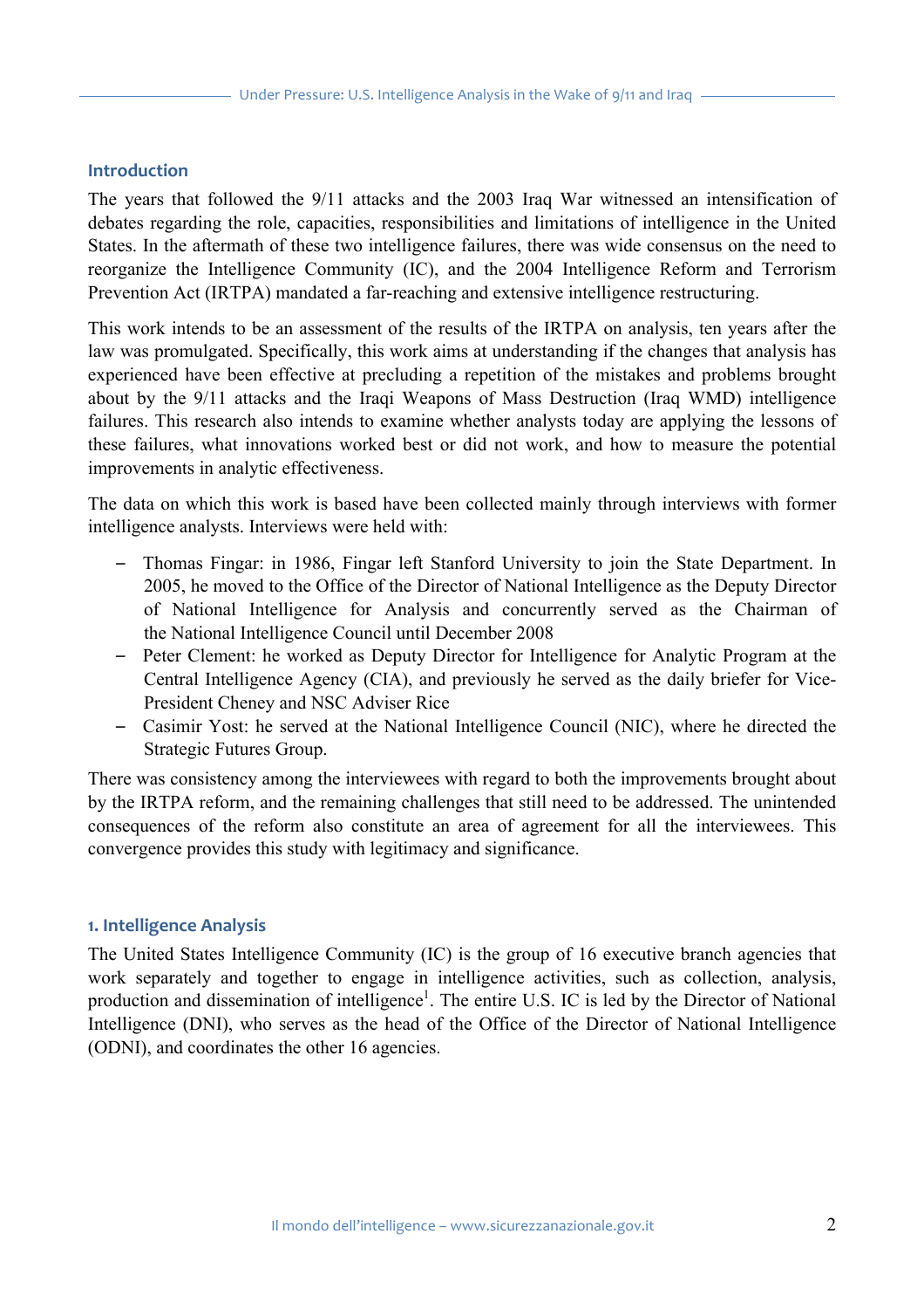## Introduction

The years that followed the 9/11 attacks and the 2003 Iraq War witnessed an intensification of debates regarding the role, capacities, responsibilities and limitations of intelligence in the United States. In the aftermath of these two intelligence failures, there was wide consensus on the need to reorganize the Intelligence Community (IC), and the 2004 Intelligence Reform and Terrorism Prevention Act (IRTPA) mandated a far-reaching and extensive intelligence restructuring.

This work intends to be an assessment of the results of the IRTPA on analysis, ten years after the law was promulgated. Specifically, this work aims at understanding if the changes that analysis has experienced have been effective at precluding a repetition of the mistakes and problems brought about by the 9/11 attacks and the Iraqi Weapons of Mass Destruction (Iraq WMD) intelligence failures. This research also intends to examine whether analysts today are applying the lessons of these failures, what innovations worked best or did not work, and how to measure the potential improvements in analytic effectiveness.

The data on which this work is based have been collected mainly through interviews with former intelligence analysts. Interviews were held with:

- Thomas Fingar: in 1986, Fingar left Stanford University to join the State Department. In 2005, he moved to the Office of the Director of National Intelligence as the Deputy Director of National Intelligence for Analysis and concurrently served as the Chairman of the National Intelligence Council until December 2008
- Peter Clement: he worked as Deputy Director for Intelligence for Analytic Program at the Central Intelligence Agency (CIA), and previously he served as the daily briefer for Vice-President Cheney and NSC Adviser Rice
- Casimir Yost: he served at the National Intelligence Council (NIC), where he directed the Strategic Futures Group.

There was consistency among the interviewees with regard to both the improvements brought about by the IRTPA reform, and the remaining challenges that still need to be addressed. The unintended consequences of the reform also constitute an area of agreement for all the interviewees. This convergence provides this study with legitimacy and significance.

## 1. Intelligence Analysis

The United States Intelligence Community (IC) is the group of 16 executive branch agencies that work separately and together to engage in intelligence activities, such as collection, analysis, production and dissemination of intelligence[1]. The entire U.S. IC is led by the Director of National Intelligence (DNI), who serves as the head of the Office of the Director of National Intelligence (ODNI), and coordinates the other 16 agencies.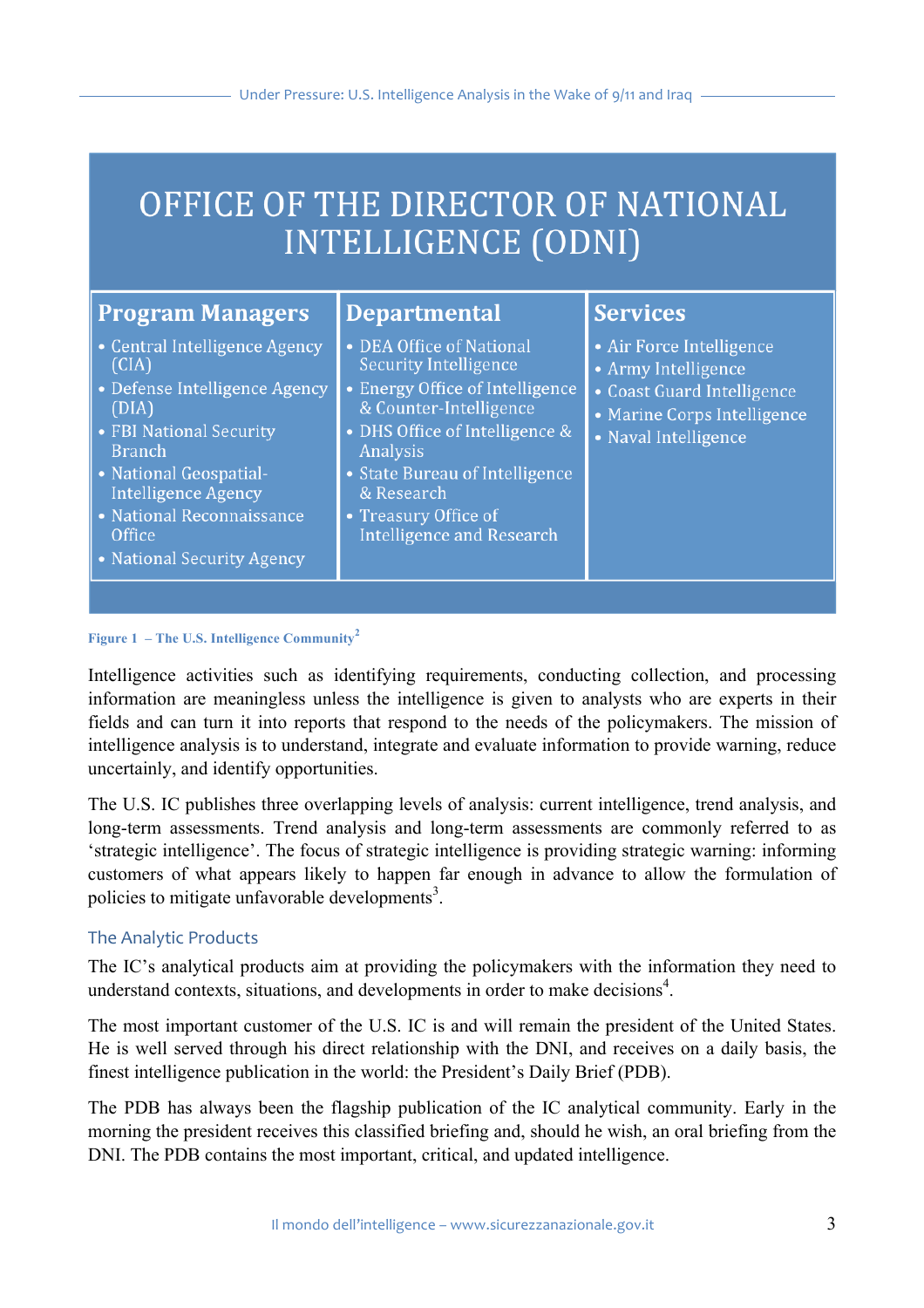## OFFICE OF THE DIRECTOR OF NATIONAL INTELLIGENCE (ODNI)

| Program Managers | Departmental | Services |
|---|---|---|
| • Central Intelligence Agency (CIA)<br>• Defense Intelligence Agency (DIA)<br>• FBI National Security Branch<br>• National Geospatial-Intelligence Agency<br>• National Reconnaissance Office<br>• National Security Agency | • DEA Office of National Security Intelligence<br>• Energy Office of Intelligence & Counter-Intelligence<br>• DHS Office of Intelligence & Analysis<br>• State Bureau of Intelligence & Research<br>• Treasury Office of Intelligence and Research | • Air Force Intelligence<br>• Army Intelligence<br>• Coast Guard Intelligence<br>• Marine Corps Intelligence<br>• Naval Intelligence |

**Figure 1 – The U.S. Intelligence Community**[2]

Intelligence activities such as identifying requirements, conducting collection, and processing information are meaningless unless the intelligence is given to analysts who are experts in their fields and can turn it into reports that respond to the needs of the policymakers. The mission of intelligence analysis is to understand, integrate and evaluate information to provide warning, reduce uncertainly, and identify opportunities.

The U.S. IC publishes three overlapping levels of analysis: current intelligence, trend analysis, and long-term assessments. Trend analysis and long-term assessments are commonly referred to as 'strategic intelligence'. The focus of strategic intelligence is providing strategic warning: informing customers of what appears likely to happen far enough in advance to allow the formulation of policies to mitigate unfavorable developments[3].

### The Analytic Products

The IC's analytical products aim at providing the policymakers with the information they need to understand contexts, situations, and developments in order to make decisions[4].

The most important customer of the U.S. IC is and will remain the president of the United States. He is well served through his direct relationship with the DNI, and receives on a daily basis, the finest intelligence publication in the world: the President's Daily Brief (PDB).

The PDB has always been the flagship publication of the IC analytical community. Early in the morning the president receives this classified briefing and, should he wish, an oral briefing from the DNI. The PDB contains the most important, critical, and updated intelligence.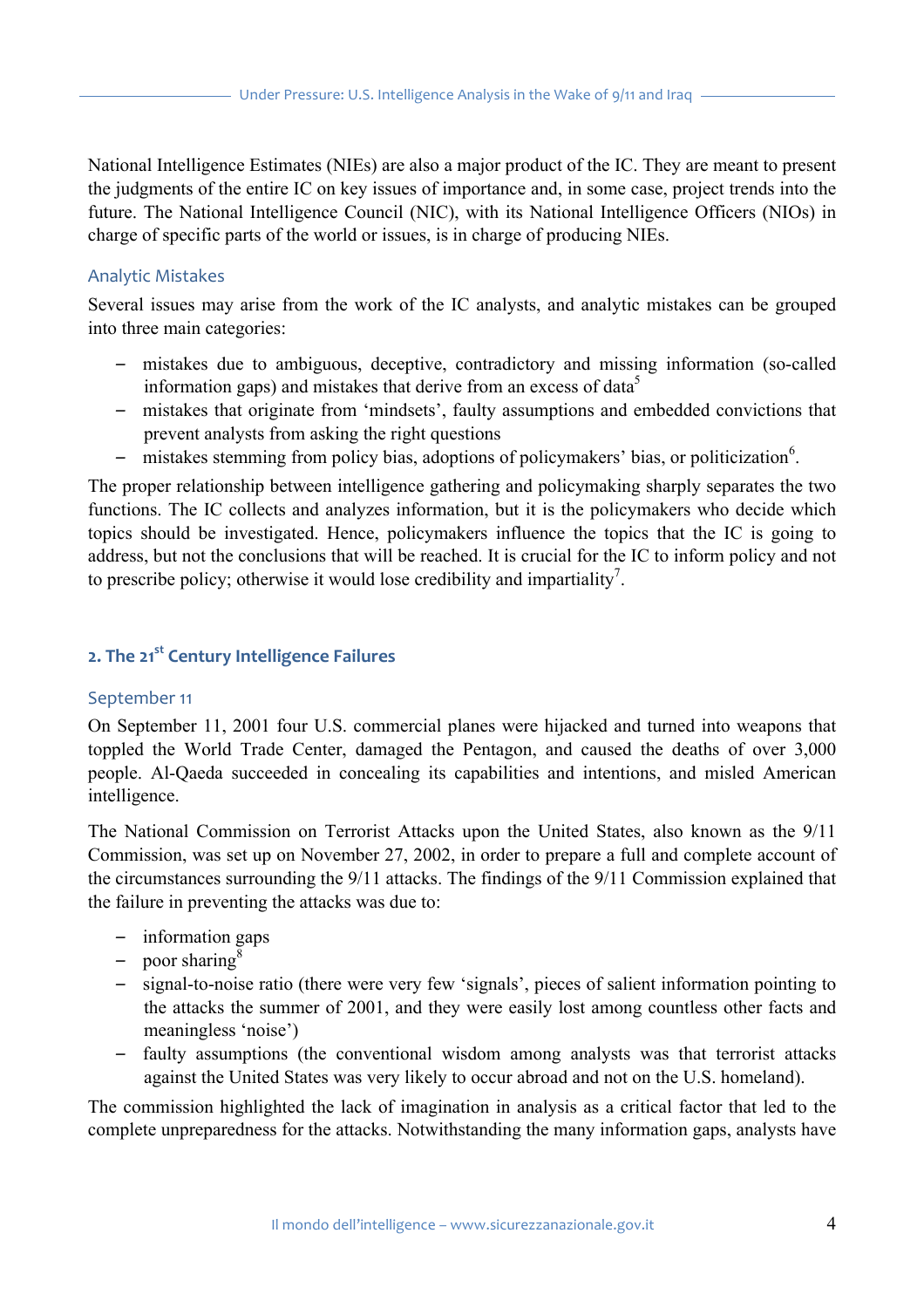National Intelligence Estimates (NIEs) are also a major product of the IC. They are meant to present the judgments of the entire IC on key issues of importance and, in some case, project trends into the future. The National Intelligence Council (NIC), with its National Intelligence Officers (NIOs) in charge of specific parts of the world or issues, is in charge of producing NIEs.

### Analytic Mistakes

Several issues may arise from the work of the IC analysts, and analytic mistakes can be grouped into three main categories:

- mistakes due to ambiguous, deceptive, contradictory and missing information (so-called information gaps) and mistakes that derive from an excess of data[5]
- mistakes that originate from 'mindsets', faulty assumptions and embedded convictions that prevent analysts from asking the right questions
- mistakes stemming from policy bias, adoptions of policymakers' bias, or politicization[6].

The proper relationship between intelligence gathering and policymaking sharply separates the two functions. The IC collects and analyzes information, but it is the policymakers who decide which topics should be investigated. Hence, policymakers influence the topics that the IC is going to address, but not the conclusions that will be reached. It is crucial for the IC to inform policy and not to prescribe policy; otherwise it would lose credibility and impartiality[7].

## 2. The 21st Century Intelligence Failures

### September 11

On September 11, 2001 four U.S. commercial planes were hijacked and turned into weapons that toppled the World Trade Center, damaged the Pentagon, and caused the deaths of over 3,000 people. Al-Qaeda succeeded in concealing its capabilities and intentions, and misled American intelligence.

The National Commission on Terrorist Attacks upon the United States, also known as the 9/11 Commission, was set up on November 27, 2002, in order to prepare a full and complete account of the circumstances surrounding the 9/11 attacks. The findings of the 9/11 Commission explained that the failure in preventing the attacks was due to:

- information gaps
- poor sharing[8]
- signal-to-noise ratio (there were very few 'signals', pieces of salient information pointing to the attacks the summer of 2001, and they were easily lost among countless other facts and meaningless 'noise')
- faulty assumptions (the conventional wisdom among analysts was that terrorist attacks against the United States was very likely to occur abroad and not on the U.S. homeland).

The commission highlighted the lack of imagination in analysis as a critical factor that led to the complete unpreparedness for the attacks. Notwithstanding the many information gaps, analysts have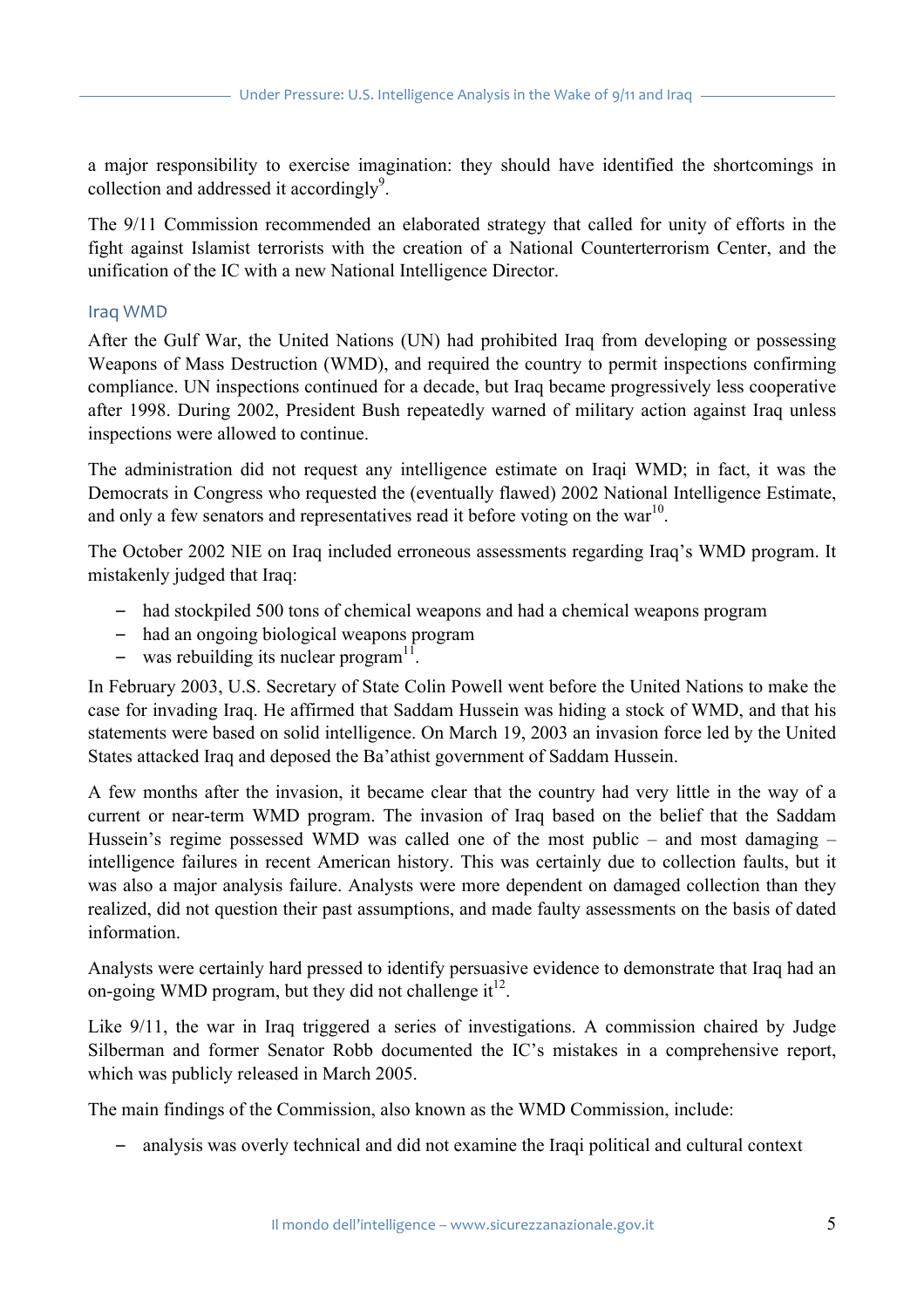a major responsibility to exercise imagination: they should have identified the shortcomings in collection and addressed it accordingly[9].

The 9/11 Commission recommended an elaborated strategy that called for unity of efforts in the fight against Islamist terrorists with the creation of a National Counterterrorism Center, and the unification of the IC with a new National Intelligence Director.

## Iraq WMD

After the Gulf War, the United Nations (UN) had prohibited Iraq from developing or possessing Weapons of Mass Destruction (WMD), and required the country to permit inspections confirming compliance. UN inspections continued for a decade, but Iraq became progressively less cooperative after 1998. During 2002, President Bush repeatedly warned of military action against Iraq unless inspections were allowed to continue.

The administration did not request any intelligence estimate on Iraqi WMD; in fact, it was the Democrats in Congress who requested the (eventually flawed) 2002 National Intelligence Estimate, and only a few senators and representatives read it before voting on the war[10].

The October 2002 NIE on Iraq included erroneous assessments regarding Iraq's WMD program. It mistakenly judged that Iraq:

- had stockpiled 500 tons of chemical weapons and had a chemical weapons program
- had an ongoing biological weapons program
- was rebuilding its nuclear program[11].

In February 2003, U.S. Secretary of State Colin Powell went before the United Nations to make the case for invading Iraq. He affirmed that Saddam Hussein was hiding a stock of WMD, and that his statements were based on solid intelligence. On March 19, 2003 an invasion force led by the United States attacked Iraq and deposed the Ba'athist government of Saddam Hussein.

A few months after the invasion, it became clear that the country had very little in the way of a current or near-term WMD program. The invasion of Iraq based on the belief that the Saddam Hussein's regime possessed WMD was called one of the most public – and most damaging – intelligence failures in recent American history. This was certainly due to collection faults, but it was also a major analysis failure. Analysts were more dependent on damaged collection than they realized, did not question their past assumptions, and made faulty assessments on the basis of dated information.

Analysts were certainly hard pressed to identify persuasive evidence to demonstrate that Iraq had an on-going WMD program, but they did not challenge it[12].

Like 9/11, the war in Iraq triggered a series of investigations. A commission chaired by Judge Silberman and former Senator Robb documented the IC's mistakes in a comprehensive report, which was publicly released in March 2005.

The main findings of the Commission, also known as the WMD Commission, include:

- analysis was overly technical and did not examine the Iraqi political and cultural context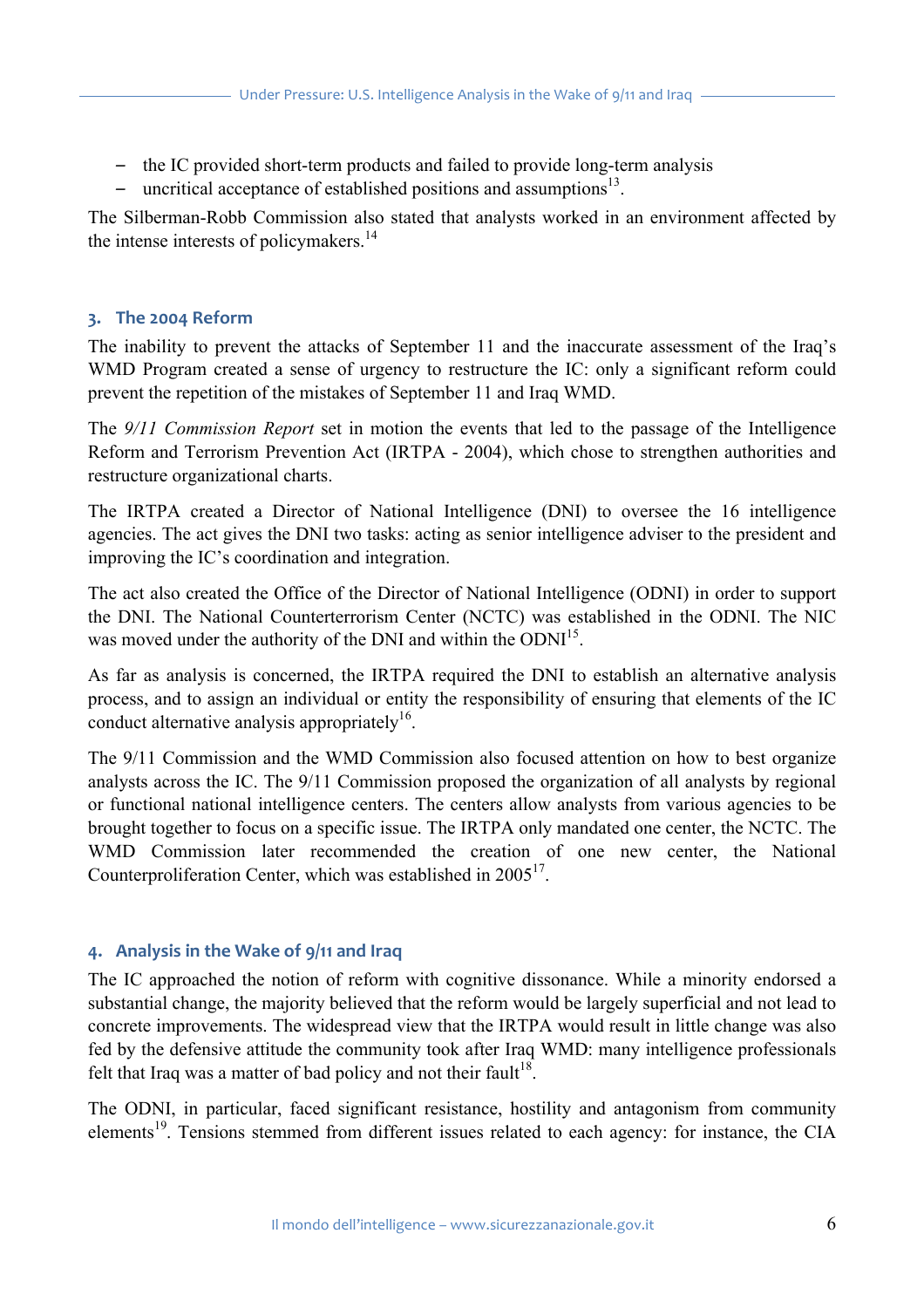- the IC provided short-term products and failed to provide long-term analysis
- uncritical acceptance of established positions and assumptions[13].

The Silberman-Robb Commission also stated that analysts worked in an environment affected by the intense interests of policymakers.[14]

## 3. The 2004 Reform

The inability to prevent the attacks of September 11 and the inaccurate assessment of the Iraq's WMD Program created a sense of urgency to restructure the IC: only a significant reform could prevent the repetition of the mistakes of September 11 and Iraq WMD.

The *9/11 Commission Report* set in motion the events that led to the passage of the Intelligence Reform and Terrorism Prevention Act (IRTPA - 2004), which chose to strengthen authorities and restructure organizational charts.

The IRTPA created a Director of National Intelligence (DNI) to oversee the 16 intelligence agencies. The act gives the DNI two tasks: acting as senior intelligence adviser to the president and improving the IC's coordination and integration.

The act also created the Office of the Director of National Intelligence (ODNI) in order to support the DNI. The National Counterterrorism Center (NCTC) was established in the ODNI. The NIC was moved under the authority of the DNI and within the ODNI[15].

As far as analysis is concerned, the IRTPA required the DNI to establish an alternative analysis process, and to assign an individual or entity the responsibility of ensuring that elements of the IC conduct alternative analysis appropriately[16].

The 9/11 Commission and the WMD Commission also focused attention on how to best organize analysts across the IC. The 9/11 Commission proposed the organization of all analysts by regional or functional national intelligence centers. The centers allow analysts from various agencies to be brought together to focus on a specific issue. The IRTPA only mandated one center, the NCTC. The WMD Commission later recommended the creation of one new center, the National Counterproliferation Center, which was established in 2005[17].

## 4. Analysis in the Wake of 9/11 and Iraq

The IC approached the notion of reform with cognitive dissonance. While a minority endorsed a substantial change, the majority believed that the reform would be largely superficial and not lead to concrete improvements. The widespread view that the IRTPA would result in little change was also fed by the defensive attitude the community took after Iraq WMD: many intelligence professionals felt that Iraq was a matter of bad policy and not their fault[18].

The ODNI, in particular, faced significant resistance, hostility and antagonism from community elements[19]. Tensions stemmed from different issues related to each agency: for instance, the CIA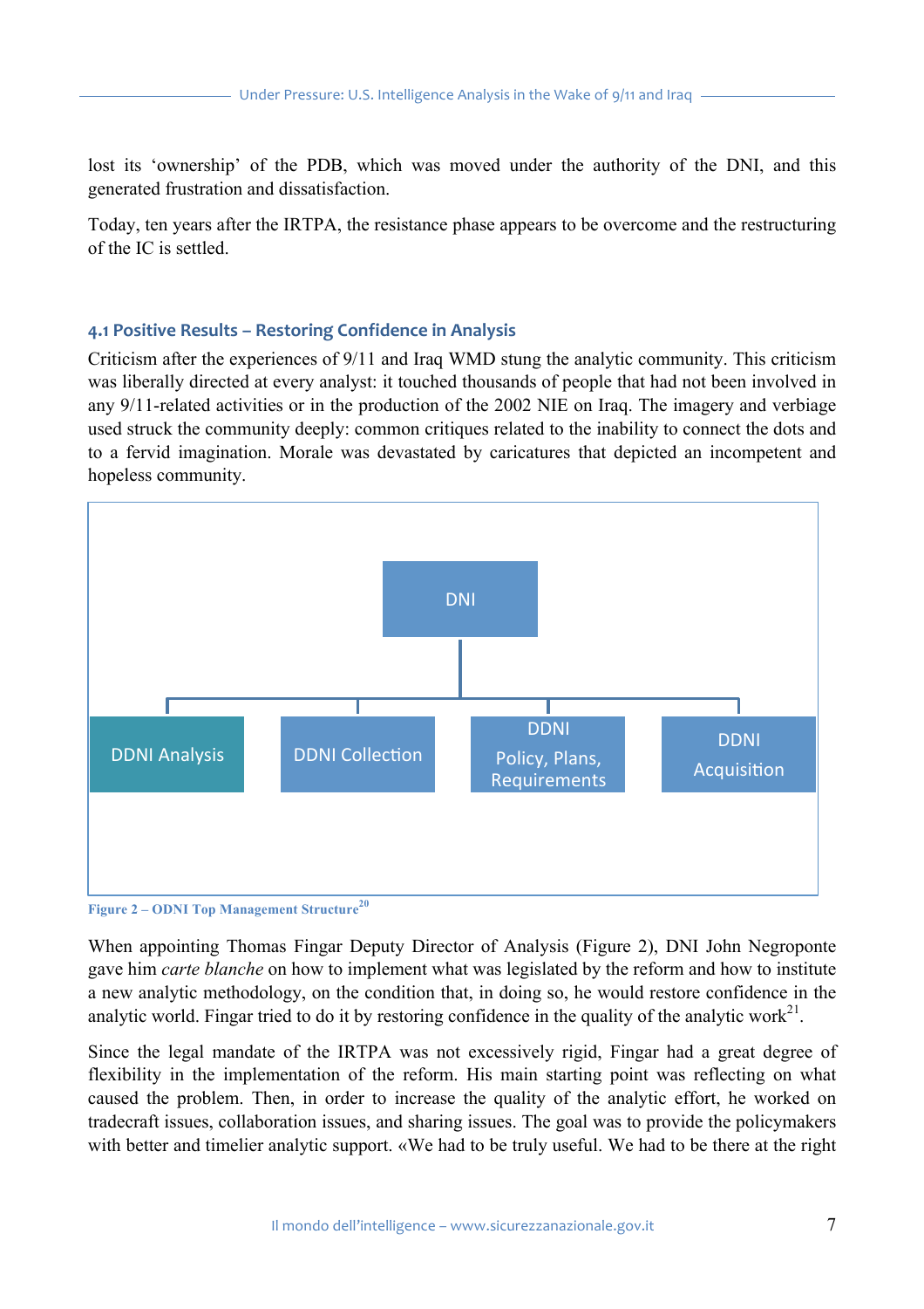lost its 'ownership' of the PDB, which was moved under the authority of the DNI, and this generated frustration and dissatisfaction.

Today, ten years after the IRTPA, the resistance phase appears to be overcome and the restructuring of the IC is settled.

### 4.1 Positive Results – Restoring Confidence in Analysis

Criticism after the experiences of 9/11 and Iraq WMD stung the analytic community. This criticism was liberally directed at every analyst: it touched thousands of people that had not been involved in any 9/11-related activities or in the production of the 2002 NIE on Iraq. The imagery and verbiage used struck the community deeply: common critiques related to the inability to connect the dots and to a fervid imagination. Morale was devastated by caricatures that depicted an incompetent and hopeless community.

DNI

DDNI Analysis | DDNI Collection | DDNI Policy, Plans, Requirements | DDNI Acquisition

**Figure 2 – ODNI Top Management Structure**[20]

When appointing Thomas Fingar Deputy Director of Analysis (Figure 2), DNI John Negroponte gave him *carte blanche* on how to implement what was legislated by the reform and how to institute a new analytic methodology, on the condition that, in doing so, he would restore confidence in the analytic world. Fingar tried to do it by restoring confidence in the quality of the analytic work[21].

Since the legal mandate of the IRTPA was not excessively rigid, Fingar had a great degree of flexibility in the implementation of the reform. His main starting point was reflecting on what caused the problem. Then, in order to increase the quality of the analytic effort, he worked on tradecraft issues, collaboration issues, and sharing issues. The goal was to provide the policymakers with better and timelier analytic support. «We had to be truly useful. We had to be there at the right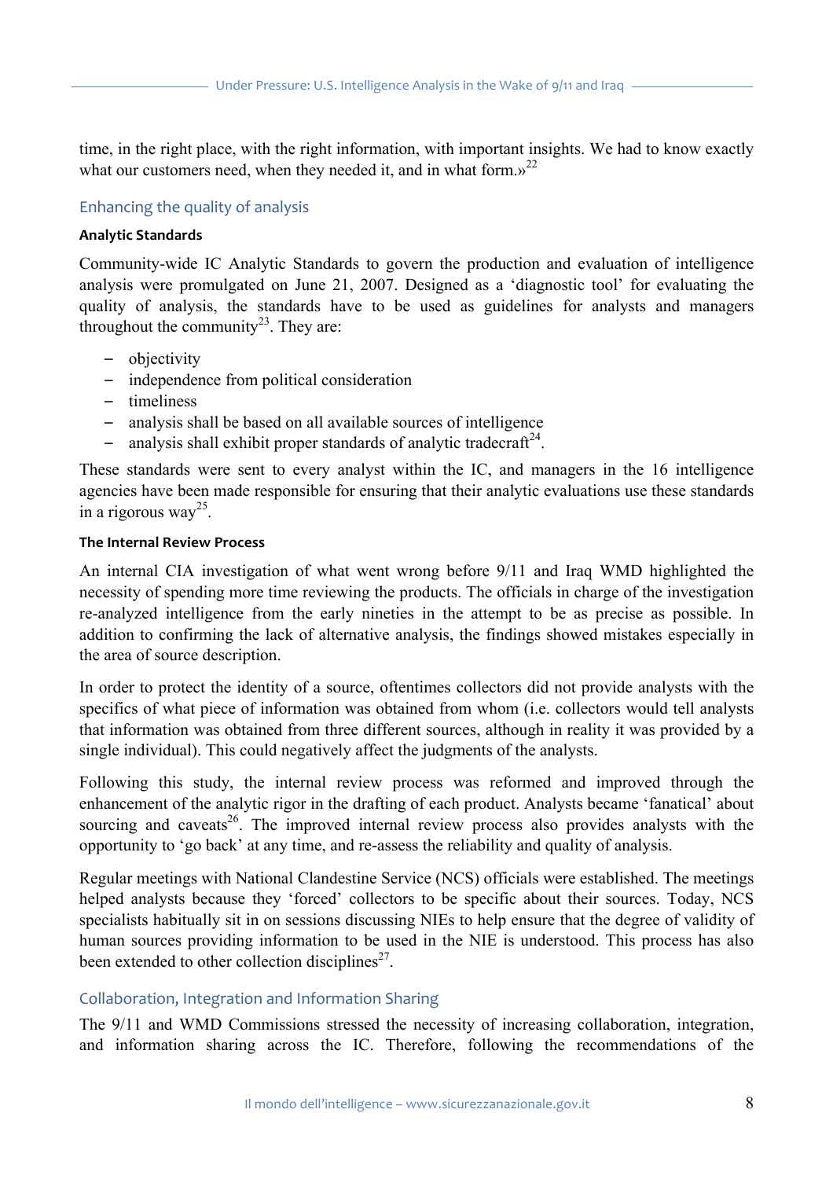time, in the right place, with the right information, with important insights. We had to know exactly what our customers need, when they needed it, and in what form.»[22]

## Enhancing the quality of analysis

### Analytic Standards

Community-wide IC Analytic Standards to govern the production and evaluation of intelligence analysis were promulgated on June 21, 2007. Designed as a 'diagnostic tool' for evaluating the quality of analysis, the standards have to be used as guidelines for analysts and managers throughout the community[23]. They are:

- objectivity
- independence from political consideration
- timeliness
- analysis shall be based on all available sources of intelligence
- analysis shall exhibit proper standards of analytic tradecraft[24].

These standards were sent to every analyst within the IC, and managers in the 16 intelligence agencies have been made responsible for ensuring that their analytic evaluations use these standards in a rigorous way[25].

### The Internal Review Process

An internal CIA investigation of what went wrong before 9/11 and Iraq WMD highlighted the necessity of spending more time reviewing the products. The officials in charge of the investigation re-analyzed intelligence from the early nineties in the attempt to be as precise as possible. In addition to confirming the lack of alternative analysis, the findings showed mistakes especially in the area of source description.

In order to protect the identity of a source, oftentimes collectors did not provide analysts with the specifics of what piece of information was obtained from whom (i.e. collectors would tell analysts that information was obtained from three different sources, although in reality it was provided by a single individual). This could negatively affect the judgments of the analysts.

Following this study, the internal review process was reformed and improved through the enhancement of the analytic rigor in the drafting of each product. Analysts became 'fanatical' about sourcing and caveats[26]. The improved internal review process also provides analysts with the opportunity to 'go back' at any time, and re-assess the reliability and quality of analysis.

Regular meetings with National Clandestine Service (NCS) officials were established. The meetings helped analysts because they 'forced' collectors to be specific about their sources. Today, NCS specialists habitually sit in on sessions discussing NIEs to help ensure that the degree of validity of human sources providing information to be used in the NIE is understood. This process has also been extended to other collection disciplines[27].

## Collaboration, Integration and Information Sharing

The 9/11 and WMD Commissions stressed the necessity of increasing collaboration, integration, and information sharing across the IC. Therefore, following the recommendations of the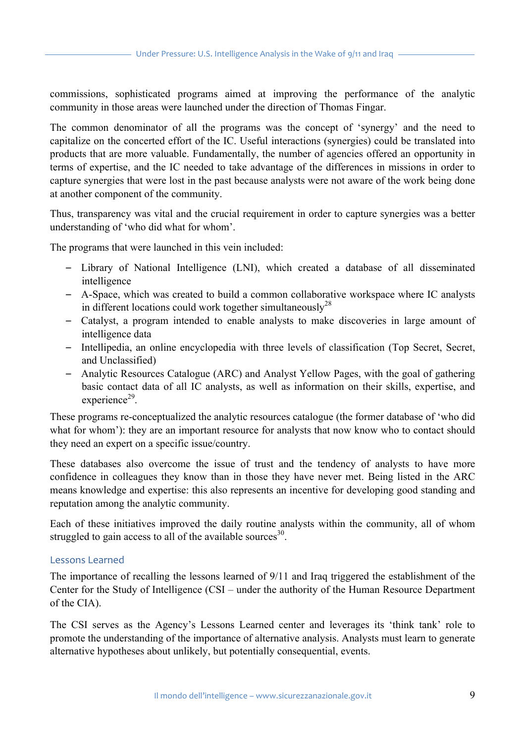commissions, sophisticated programs aimed at improving the performance of the analytic community in those areas were launched under the direction of Thomas Fingar.

The common denominator of all the programs was the concept of 'synergy' and the need to capitalize on the concerted effort of the IC. Useful interactions (synergies) could be translated into products that are more valuable. Fundamentally, the number of agencies offered an opportunity in terms of expertise, and the IC needed to take advantage of the differences in missions in order to capture synergies that were lost in the past because analysts were not aware of the work being done at another component of the community.

Thus, transparency was vital and the crucial requirement in order to capture synergies was a better understanding of 'who did what for whom'.

The programs that were launched in this vein included:

- Library of National Intelligence (LNI), which created a database of all disseminated intelligence
- A-Space, which was created to build a common collaborative workspace where IC analysts in different locations could work together simultaneously[28]
- Catalyst, a program intended to enable analysts to make discoveries in large amount of intelligence data
- Intellipedia, an online encyclopedia with three levels of classification (Top Secret, Secret, and Unclassified)
- Analytic Resources Catalogue (ARC) and Analyst Yellow Pages, with the goal of gathering basic contact data of all IC analysts, as well as information on their skills, expertise, and experience[29].

These programs re-conceptualized the analytic resources catalogue (the former database of 'who did what for whom'): they are an important resource for analysts that now know who to contact should they need an expert on a specific issue/country.

These databases also overcome the issue of trust and the tendency of analysts to have more confidence in colleagues they know than in those they have never met. Being listed in the ARC means knowledge and expertise: this also represents an incentive for developing good standing and reputation among the analytic community.

Each of these initiatives improved the daily routine analysts within the community, all of whom struggled to gain access to all of the available sources[30].

### Lessons Learned

The importance of recalling the lessons learned of 9/11 and Iraq triggered the establishment of the Center for the Study of Intelligence (CSI – under the authority of the Human Resource Department of the CIA).

The CSI serves as the Agency's Lessons Learned center and leverages its 'think tank' role to promote the understanding of the importance of alternative analysis. Analysts must learn to generate alternative hypotheses about unlikely, but potentially consequential, events.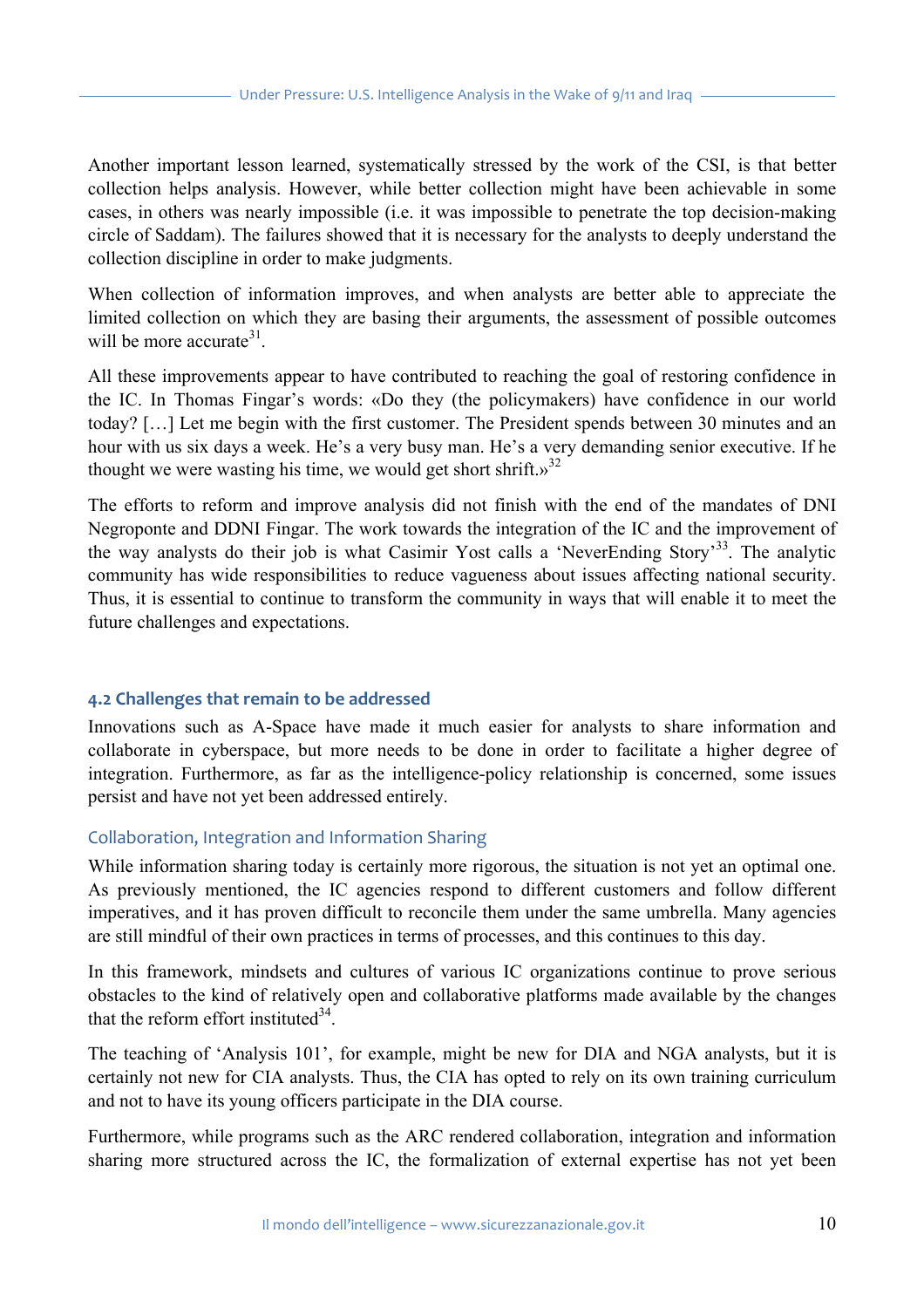Another important lesson learned, systematically stressed by the work of the CSI, is that better collection helps analysis. However, while better collection might have been achievable in some cases, in others was nearly impossible (i.e. it was impossible to penetrate the top decision-making circle of Saddam). The failures showed that it is necessary for the analysts to deeply understand the collection discipline in order to make judgments.

When collection of information improves, and when analysts are better able to appreciate the limited collection on which they are basing their arguments, the assessment of possible outcomes will be more accurate[31].

All these improvements appear to have contributed to reaching the goal of restoring confidence in the IC. In Thomas Fingar's words: «Do they (the policymakers) have confidence in our world today? […] Let me begin with the first customer. The President spends between 30 minutes and an hour with us six days a week. He's a very busy man. He's a very demanding senior executive. If he thought we were wasting his time, we would get short shrift.»[32]

The efforts to reform and improve analysis did not finish with the end of the mandates of DNI Negroponte and DDNI Fingar. The work towards the integration of the IC and the improvement of the way analysts do their job is what Casimir Yost calls a 'NeverEnding Story'[33]. The analytic community has wide responsibilities to reduce vagueness about issues affecting national security. Thus, it is essential to continue to transform the community in ways that will enable it to meet the future challenges and expectations.

### 4.2 Challenges that remain to be addressed

Innovations such as A-Space have made it much easier for analysts to share information and collaborate in cyberspace, but more needs to be done in order to facilitate a higher degree of integration. Furthermore, as far as the intelligence-policy relationship is concerned, some issues persist and have not yet been addressed entirely.

#### Collaboration, Integration and Information Sharing

While information sharing today is certainly more rigorous, the situation is not yet an optimal one. As previously mentioned, the IC agencies respond to different customers and follow different imperatives, and it has proven difficult to reconcile them under the same umbrella. Many agencies are still mindful of their own practices in terms of processes, and this continues to this day.

In this framework, mindsets and cultures of various IC organizations continue to prove serious obstacles to the kind of relatively open and collaborative platforms made available by the changes that the reform effort instituted[34].

The teaching of 'Analysis 101', for example, might be new for DIA and NGA analysts, but it is certainly not new for CIA analysts. Thus, the CIA has opted to rely on its own training curriculum and not to have its young officers participate in the DIA course.

Furthermore, while programs such as the ARC rendered collaboration, integration and information sharing more structured across the IC, the formalization of external expertise has not yet been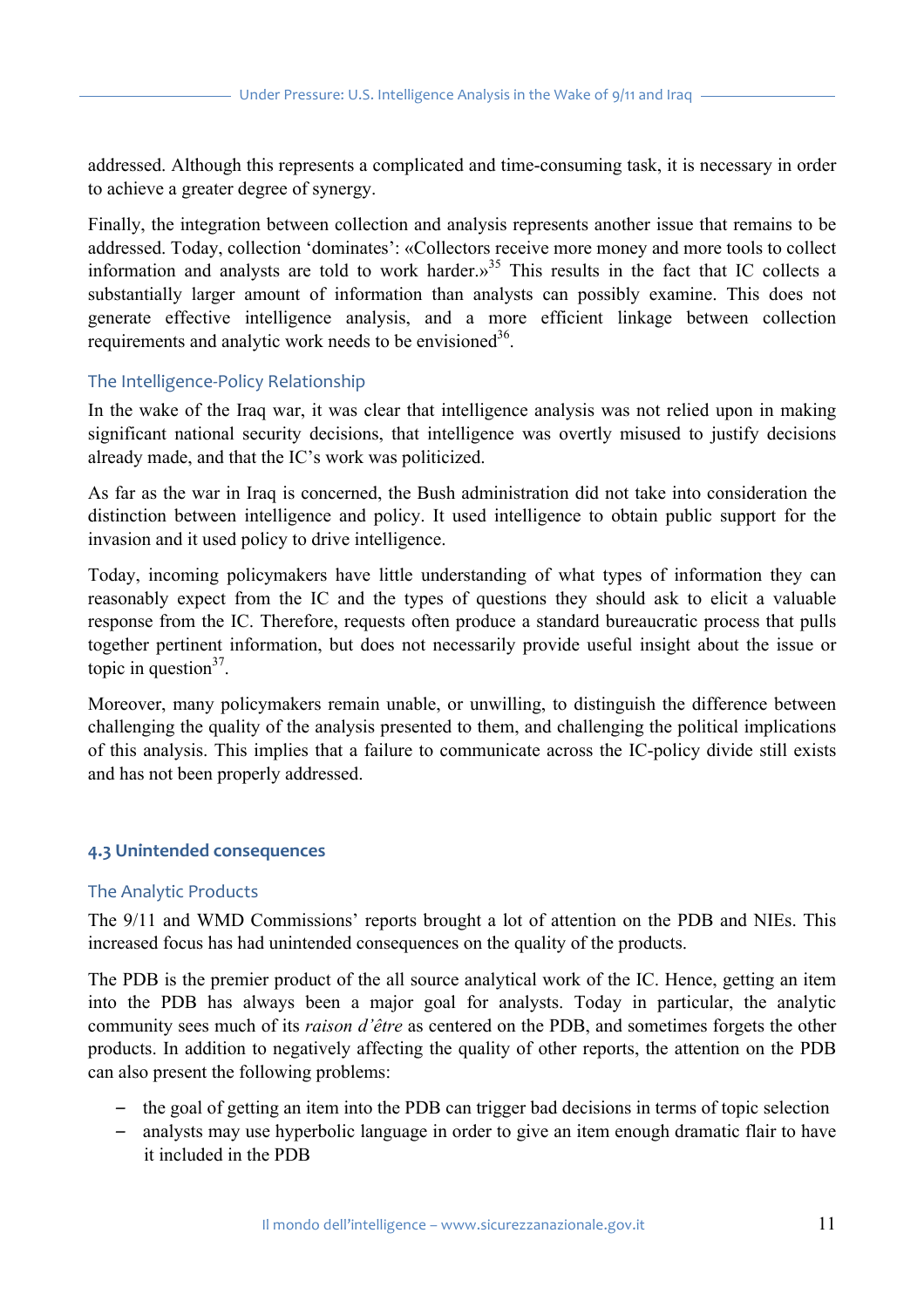addressed. Although this represents a complicated and time-consuming task, it is necessary in order to achieve a greater degree of synergy.

Finally, the integration between collection and analysis represents another issue that remains to be addressed. Today, collection 'dominates': «Collectors receive more money and more tools to collect information and analysts are told to work harder.»[35] This results in the fact that IC collects a substantially larger amount of information than analysts can possibly examine. This does not generate effective intelligence analysis, and a more efficient linkage between collection requirements and analytic work needs to be envisioned[36].

### The Intelligence-Policy Relationship

In the wake of the Iraq war, it was clear that intelligence analysis was not relied upon in making significant national security decisions, that intelligence was overtly misused to justify decisions already made, and that the IC's work was politicized.

As far as the war in Iraq is concerned, the Bush administration did not take into consideration the distinction between intelligence and policy. It used intelligence to obtain public support for the invasion and it used policy to drive intelligence.

Today, incoming policymakers have little understanding of what types of information they can reasonably expect from the IC and the types of questions they should ask to elicit a valuable response from the IC. Therefore, requests often produce a standard bureaucratic process that pulls together pertinent information, but does not necessarily provide useful insight about the issue or topic in question[37].

Moreover, many policymakers remain unable, or unwilling, to distinguish the difference between challenging the quality of the analysis presented to them, and challenging the political implications of this analysis. This implies that a failure to communicate across the IC-policy divide still exists and has not been properly addressed.

## 4.3 Unintended consequences

### The Analytic Products

The 9/11 and WMD Commissions' reports brought a lot of attention on the PDB and NIEs. This increased focus has had unintended consequences on the quality of the products.

The PDB is the premier product of the all source analytical work of the IC. Hence, getting an item into the PDB has always been a major goal for analysts. Today in particular, the analytic community sees much of its *raison d'être* as centered on the PDB, and sometimes forgets the other products. In addition to negatively affecting the quality of other reports, the attention on the PDB can also present the following problems:

- the goal of getting an item into the PDB can trigger bad decisions in terms of topic selection
- analysts may use hyperbolic language in order to give an item enough dramatic flair to have it included in the PDB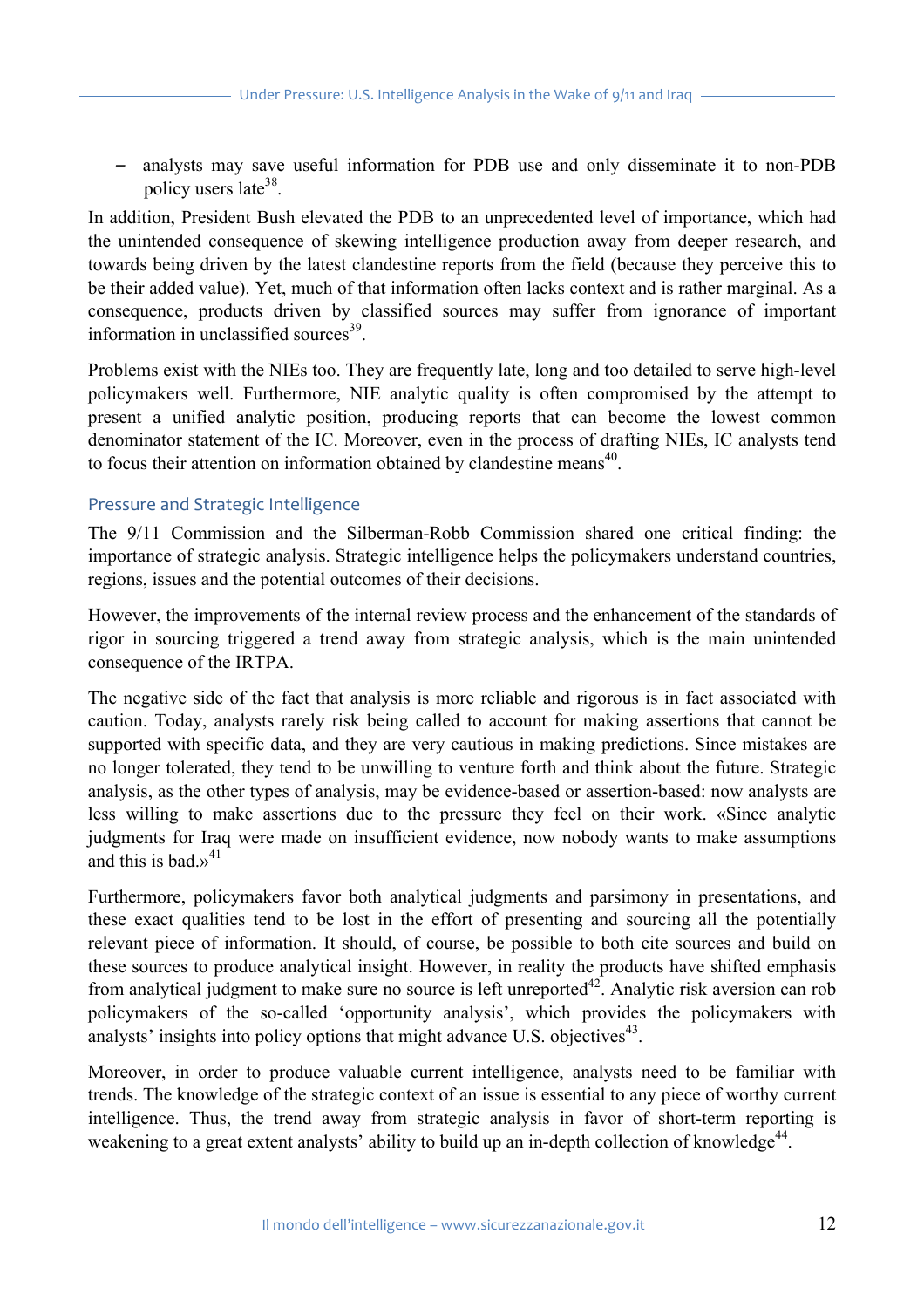- analysts may save useful information for PDB use and only disseminate it to non-PDB policy users late[38].

In addition, President Bush elevated the PDB to an unprecedented level of importance, which had the unintended consequence of skewing intelligence production away from deeper research, and towards being driven by the latest clandestine reports from the field (because they perceive this to be their added value). Yet, much of that information often lacks context and is rather marginal. As a consequence, products driven by classified sources may suffer from ignorance of important information in unclassified sources[39].

Problems exist with the NIEs too. They are frequently late, long and too detailed to serve high-level policymakers well. Furthermore, NIE analytic quality is often compromised by the attempt to present a unified analytic position, producing reports that can become the lowest common denominator statement of the IC. Moreover, even in the process of drafting NIEs, IC analysts tend to focus their attention on information obtained by clandestine means[40].

## Pressure and Strategic Intelligence

The 9/11 Commission and the Silberman-Robb Commission shared one critical finding: the importance of strategic analysis. Strategic intelligence helps the policymakers understand countries, regions, issues and the potential outcomes of their decisions.

However, the improvements of the internal review process and the enhancement of the standards of rigor in sourcing triggered a trend away from strategic analysis, which is the main unintended consequence of the IRTPA.

The negative side of the fact that analysis is more reliable and rigorous is in fact associated with caution. Today, analysts rarely risk being called to account for making assertions that cannot be supported with specific data, and they are very cautious in making predictions. Since mistakes are no longer tolerated, they tend to be unwilling to venture forth and think about the future. Strategic analysis, as the other types of analysis, may be evidence-based or assertion-based: now analysts are less willing to make assertions due to the pressure they feel on their work. «Since analytic judgments for Iraq were made on insufficient evidence, now nobody wants to make assumptions and this is bad.»[41]

Furthermore, policymakers favor both analytical judgments and parsimony in presentations, and these exact qualities tend to be lost in the effort of presenting and sourcing all the potentially relevant piece of information. It should, of course, be possible to both cite sources and build on these sources to produce analytical insight. However, in reality the products have shifted emphasis from analytical judgment to make sure no source is left unreported[42]. Analytic risk aversion can rob policymakers of the so-called 'opportunity analysis', which provides the policymakers with analysts' insights into policy options that might advance U.S. objectives[43].

Moreover, in order to produce valuable current intelligence, analysts need to be familiar with trends. The knowledge of the strategic context of an issue is essential to any piece of worthy current intelligence. Thus, the trend away from strategic analysis in favor of short-term reporting is weakening to a great extent analysts' ability to build up an in-depth collection of knowledge[44].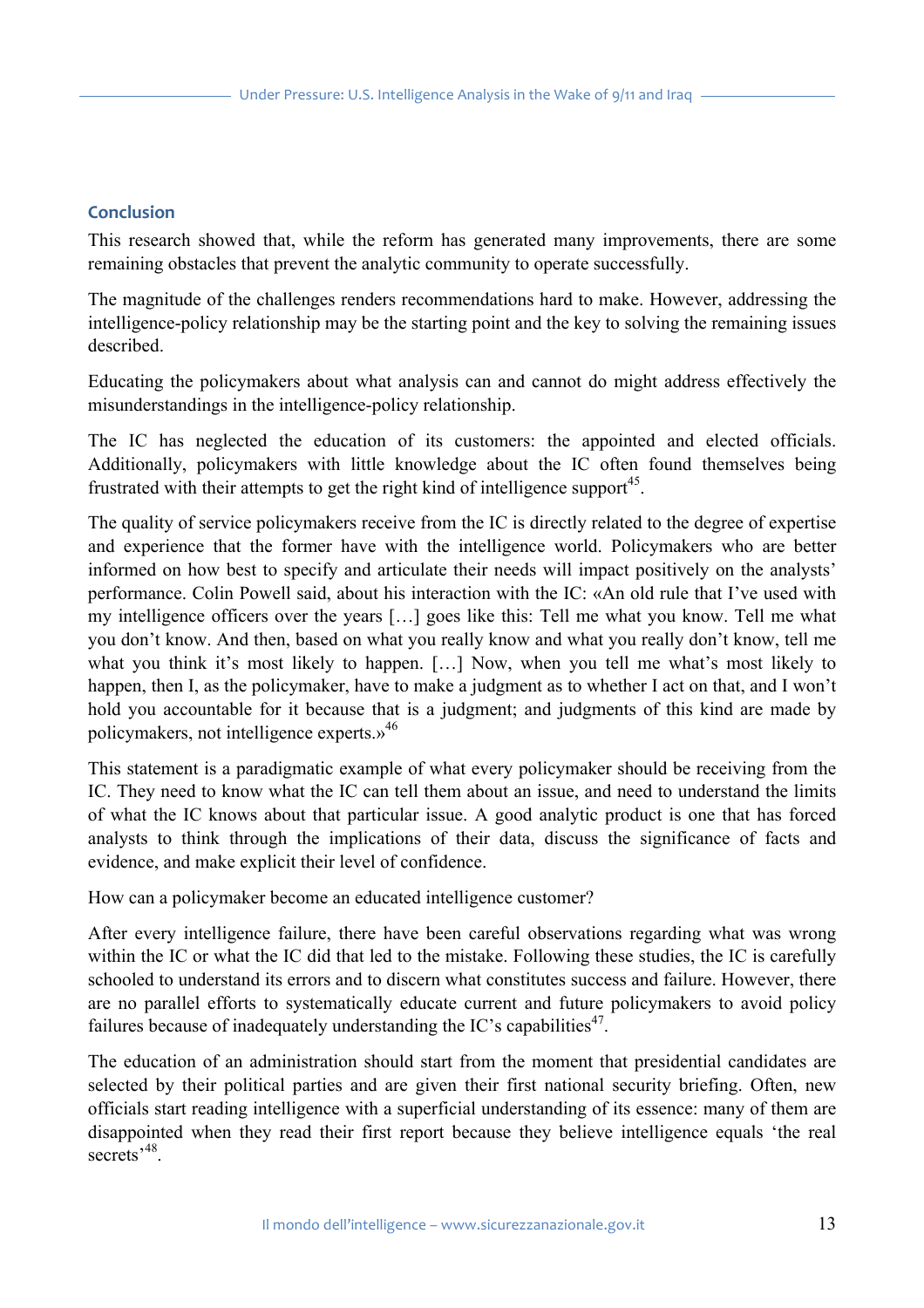## Conclusion

This research showed that, while the reform has generated many improvements, there are some remaining obstacles that prevent the analytic community to operate successfully.

The magnitude of the challenges renders recommendations hard to make. However, addressing the intelligence-policy relationship may be the starting point and the key to solving the remaining issues described.

Educating the policymakers about what analysis can and cannot do might address effectively the misunderstandings in the intelligence-policy relationship.

The IC has neglected the education of its customers: the appointed and elected officials. Additionally, policymakers with little knowledge about the IC often found themselves being frustrated with their attempts to get the right kind of intelligence support[45].

The quality of service policymakers receive from the IC is directly related to the degree of expertise and experience that the former have with the intelligence world. Policymakers who are better informed on how best to specify and articulate their needs will impact positively on the analysts' performance. Colin Powell said, about his interaction with the IC: «An old rule that I've used with my intelligence officers over the years […] goes like this: Tell me what you know. Tell me what you don't know. And then, based on what you really know and what you really don't know, tell me what you think it's most likely to happen. […] Now, when you tell me what's most likely to happen, then I, as the policymaker, have to make a judgment as to whether I act on that, and I won't hold you accountable for it because that is a judgment; and judgments of this kind are made by policymakers, not intelligence experts.»[46]

This statement is a paradigmatic example of what every policymaker should be receiving from the IC. They need to know what the IC can tell them about an issue, and need to understand the limits of what the IC knows about that particular issue. A good analytic product is one that has forced analysts to think through the implications of their data, discuss the significance of facts and evidence, and make explicit their level of confidence.

How can a policymaker become an educated intelligence customer?

After every intelligence failure, there have been careful observations regarding what was wrong within the IC or what the IC did that led to the mistake. Following these studies, the IC is carefully schooled to understand its errors and to discern what constitutes success and failure. However, there are no parallel efforts to systematically educate current and future policymakers to avoid policy failures because of inadequately understanding the IC's capabilities[47].

The education of an administration should start from the moment that presidential candidates are selected by their political parties and are given their first national security briefing. Often, new officials start reading intelligence with a superficial understanding of its essence: many of them are disappointed when they read their first report because they believe intelligence equals 'the real secrets'[48].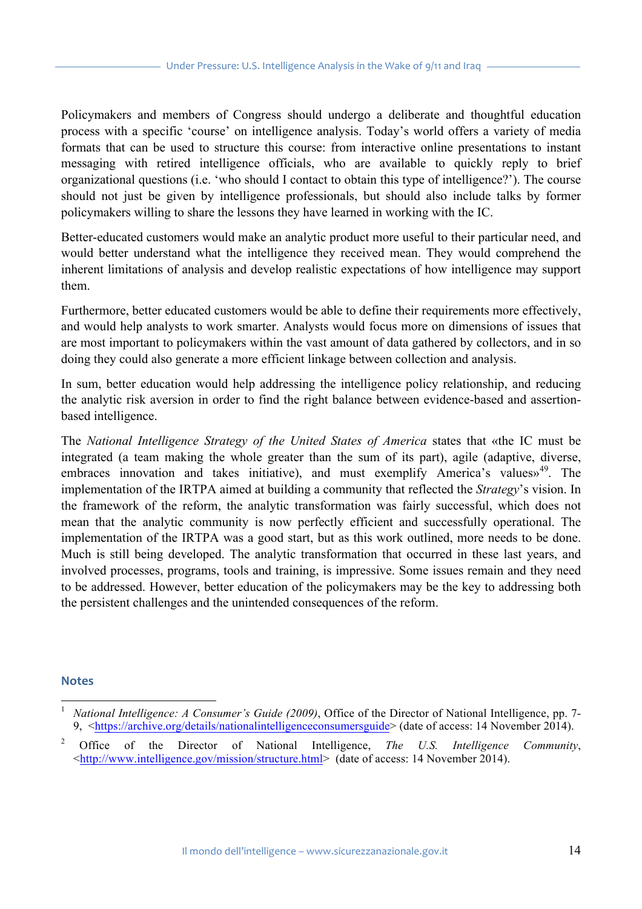Policymakers and members of Congress should undergo a deliberate and thoughtful education process with a specific 'course' on intelligence analysis. Today's world offers a variety of media formats that can be used to structure this course: from interactive online presentations to instant messaging with retired intelligence officials, who are available to quickly reply to brief organizational questions (i.e. 'who should I contact to obtain this type of intelligence?'). The course should not just be given by intelligence professionals, but should also include talks by former policymakers willing to share the lessons they have learned in working with the IC.

Better-educated customers would make an analytic product more useful to their particular need, and would better understand what the intelligence they received mean. They would comprehend the inherent limitations of analysis and develop realistic expectations of how intelligence may support them.

Furthermore, better educated customers would be able to define their requirements more effectively, and would help analysts to work smarter. Analysts would focus more on dimensions of issues that are most important to policymakers within the vast amount of data gathered by collectors, and in so doing they could also generate a more efficient linkage between collection and analysis.

In sum, better education would help addressing the intelligence policy relationship, and reducing the analytic risk aversion in order to find the right balance between evidence-based and assertion-based intelligence.

The *National Intelligence Strategy of the United States of America* states that «the IC must be integrated (a team making the whole greater than the sum of its part), agile (adaptive, diverse, embraces innovation and takes initiative), and must exemplify America's values»[49]. The implementation of the IRTPA aimed at building a community that reflected the *Strategy*'s vision. In the framework of the reform, the analytic transformation was fairly successful, which does not mean that the analytic community is now perfectly efficient and successfully operational. The implementation of the IRTPA was a good start, but as this work outlined, more needs to be done. Much is still being developed. The analytic transformation that occurred in these last years, and involved processes, programs, tools and training, is impressive. Some issues remain and they need to be addressed. However, better education of the policymakers may be the key to addressing both the persistent challenges and the unintended consequences of the reform.

## Notes

[1] *National Intelligence: A Consumer's Guide (2009)*, Office of the Director of National Intelligence, pp. 7-9, <https://archive.org/details/nationalintelligenceconsumersguide> (date of access: 14 November 2014).

[2] Office of the Director of National Intelligence, *The U.S. Intelligence Community*, <http://www.intelligence.gov/mission/structure.html> (date of access: 14 November 2014).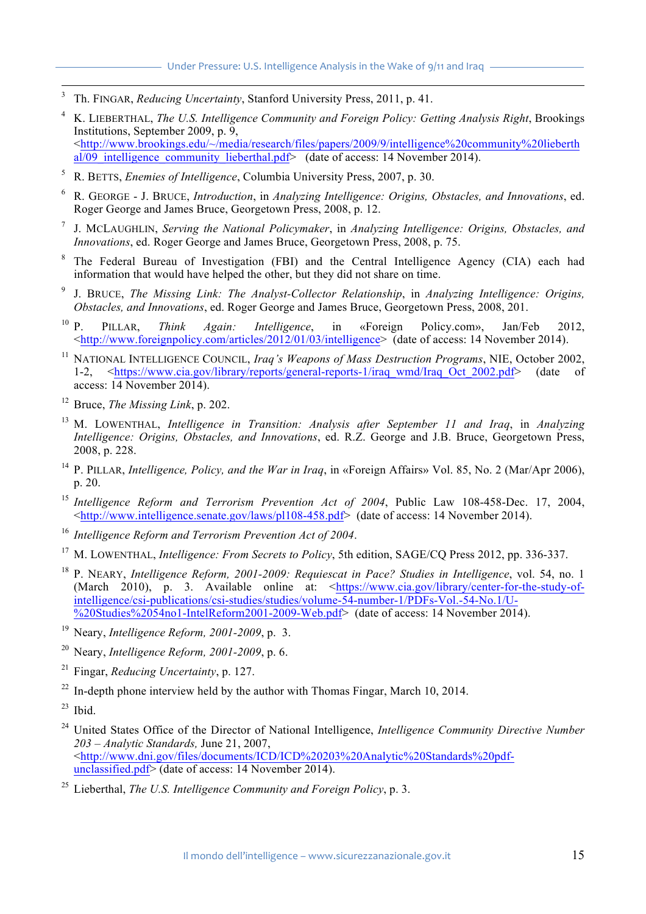[3] Th. FINGAR, *Reducing Uncertainty*, Stanford University Press, 2011, p. 41.

[4] K. LIEBERTHAL, *The U.S. Intelligence Community and Foreign Policy: Getting Analysis Right*, Brookings Institutions, September 2009, p. 9, <http://www.brookings.edu/~/media/research/files/papers/2009/9/intelligence%20community%20lieberthal/09_intelligence_community_lieberthal.pdf> (date of access: 14 November 2014).

[5] R. BETTS, *Enemies of Intelligence*, Columbia University Press, 2007, p. 30.

[6] R. GEORGE - J. BRUCE, *Introduction*, in *Analyzing Intelligence: Origins, Obstacles, and Innovations*, ed. Roger George and James Bruce, Georgetown Press, 2008, p. 12.

[7] J. MCLAUGHLIN, *Serving the National Policymaker*, in *Analyzing Intelligence: Origins, Obstacles, and Innovations*, ed. Roger George and James Bruce, Georgetown Press, 2008, p. 75.

[8] The Federal Bureau of Investigation (FBI) and the Central Intelligence Agency (CIA) each had information that would have helped the other, but they did not share on time.

[9] J. BRUCE, *The Missing Link: The Analyst-Collector Relationship*, in *Analyzing Intelligence: Origins, Obstacles, and Innovations*, ed. Roger George and James Bruce, Georgetown Press, 2008, 201.

[10] P. PILLAR, *Think Again: Intelligence*, in «Foreign Policy.com», Jan/Feb 2012, <http://www.foreignpolicy.com/articles/2012/01/03/intelligence> (date of access: 14 November 2014).

[11] NATIONAL INTELLIGENCE COUNCIL, *Iraq's Weapons of Mass Destruction Programs*, NIE, October 2002, 1-2, <https://www.cia.gov/library/reports/general-reports-1/iraq_wmd/Iraq_Oct_2002.pdf> (date of access: 14 November 2014).

[12] Bruce, *The Missing Link*, p. 202.

[13] M. LOWENTHAL, *Intelligence in Transition: Analysis after September 11 and Iraq*, in *Analyzing Intelligence: Origins, Obstacles, and Innovations*, ed. R.Z. George and J.B. Bruce, Georgetown Press, 2008, p. 228.

[14] P. PILLAR, *Intelligence, Policy, and the War in Iraq*, in «Foreign Affairs» Vol. 85, No. 2 (Mar/Apr 2006), p. 20.

[15] *Intelligence Reform and Terrorism Prevention Act of 2004*, Public Law 108-458-Dec. 17, 2004, <http://www.intelligence.senate.gov/laws/pl108-458.pdf> (date of access: 14 November 2014).

[16] *Intelligence Reform and Terrorism Prevention Act of 2004*.

[17] M. LOWENTHAL, *Intelligence: From Secrets to Policy*, 5th edition, SAGE/CQ Press 2012, pp. 336-337.

[18] P. NEARY, *Intelligence Reform, 2001-2009: Requiescat in Pace? Studies in Intelligence*, vol. 54, no. 1 (March 2010), p. 3. Available online at: <https://www.cia.gov/library/center-for-the-study-of-intelligence/csi-publications/csi-studies/studies/volume-54-number-1/PDFs-Vol.-54-No.1/U-%20Studies%2054no1-IntelReform2001-2009-Web.pdf> (date of access: 14 November 2014).

[19] Neary, *Intelligence Reform, 2001-2009*, p. 3.

[20] Neary, *Intelligence Reform, 2001-2009*, p. 6.

[21] Fingar, *Reducing Uncertainty*, p. 127.

[22] In-depth phone interview held by the author with Thomas Fingar, March 10, 2014.

[23] Ibid.

[24] United States Office of the Director of National Intelligence, *Intelligence Community Directive Number 203 – Analytic Standards,* June 21, 2007, <http://www.dni.gov/files/documents/ICD/ICD%20203%20Analytic%20Standards%20pdf-unclassified.pdf> (date of access: 14 November 2014).

[25] Lieberthal, *The U.S. Intelligence Community and Foreign Policy*, p. 3.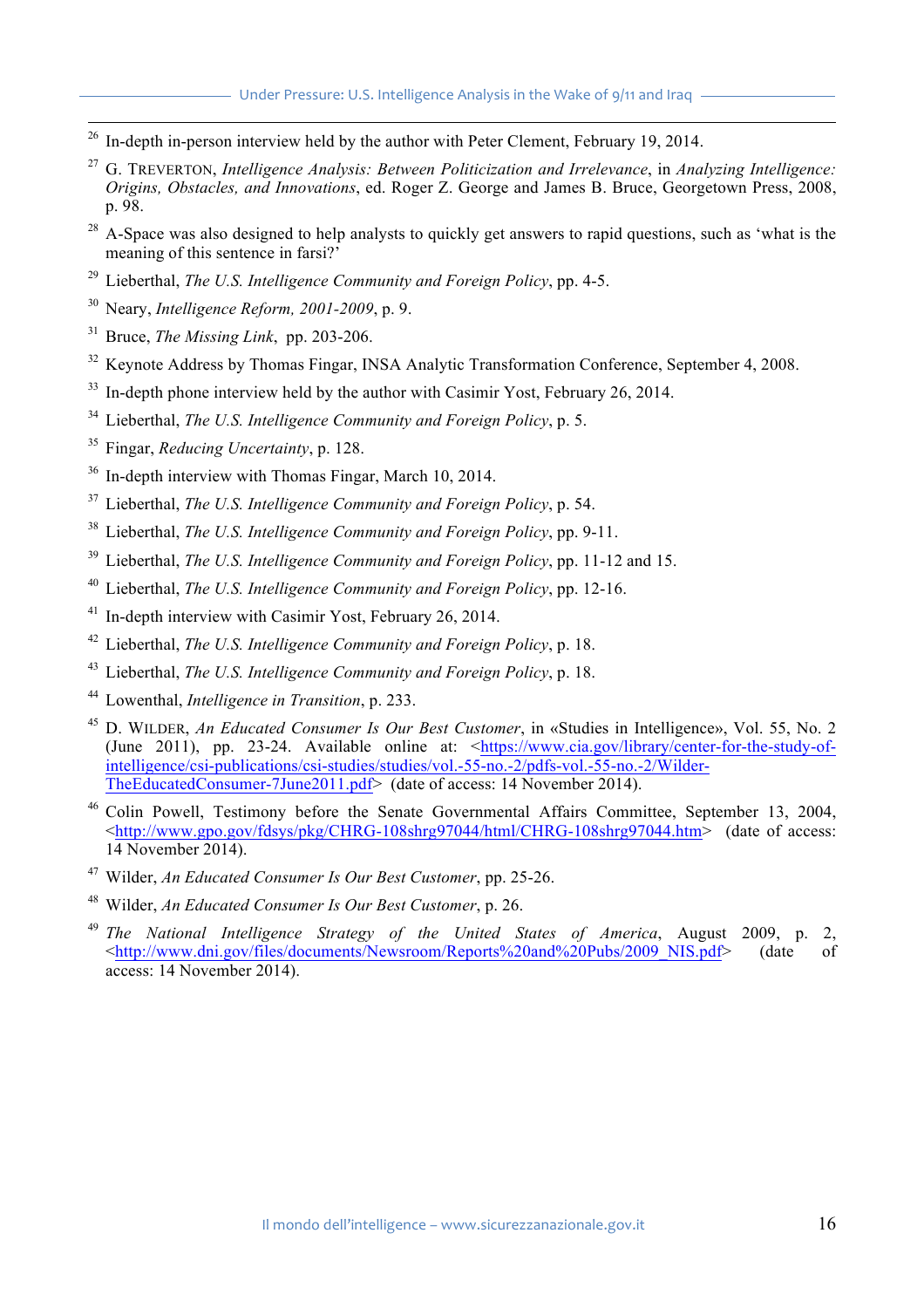[26] In-depth in-person interview held by the author with Peter Clement, February 19, 2014.

[27] G. TREVERTON, *Intelligence Analysis: Between Politicization and Irrelevance*, in *Analyzing Intelligence: Origins, Obstacles, and Innovations*, ed. Roger Z. George and James B. Bruce, Georgetown Press, 2008, p. 98.

[28] A-Space was also designed to help analysts to quickly get answers to rapid questions, such as 'what is the meaning of this sentence in farsi?'

[29] Lieberthal, *The U.S. Intelligence Community and Foreign Policy*, pp. 4-5.

[30] Neary, *Intelligence Reform, 2001-2009*, p. 9.

[31] Bruce, *The Missing Link*, pp. 203-206.

[32] Keynote Address by Thomas Fingar, INSA Analytic Transformation Conference, September 4, 2008.

[33] In-depth phone interview held by the author with Casimir Yost, February 26, 2014.

[34] Lieberthal, *The U.S. Intelligence Community and Foreign Policy*, p. 5.

[35] Fingar, *Reducing Uncertainty*, p. 128.

[36] In-depth interview with Thomas Fingar, March 10, 2014.

[37] Lieberthal, *The U.S. Intelligence Community and Foreign Policy*, p. 54.

[38] Lieberthal, *The U.S. Intelligence Community and Foreign Policy*, pp. 9-11.

[39] Lieberthal, *The U.S. Intelligence Community and Foreign Policy*, pp. 11-12 and 15.

[40] Lieberthal, *The U.S. Intelligence Community and Foreign Policy*, pp. 12-16.

[41] In-depth interview with Casimir Yost, February 26, 2014.

[42] Lieberthal, *The U.S. Intelligence Community and Foreign Policy*, p. 18.

[43] Lieberthal, *The U.S. Intelligence Community and Foreign Policy*, p. 18.

[44] Lowenthal, *Intelligence in Transition*, p. 233.

[45] D. WILDER, *An Educated Consumer Is Our Best Customer*, in «Studies in Intelligence», Vol. 55, No. 2 (June 2011), pp. 23-24. Available online at: <https://www.cia.gov/library/center-for-the-study-of-intelligence/csi-publications/csi-studies/studies/vol.-55-no.-2/pdfs-vol.-55-no.-2/Wilder-TheEducatedConsumer-7June2011.pdf> (date of access: 14 November 2014).

[46] Colin Powell, Testimony before the Senate Governmental Affairs Committee, September 13, 2004, <http://www.gpo.gov/fdsys/pkg/CHRG-108shrg97044/html/CHRG-108shrg97044.htm> (date of access: 14 November 2014).

[47] Wilder, *An Educated Consumer Is Our Best Customer*, pp. 25-26.

[48] Wilder, *An Educated Consumer Is Our Best Customer*, p. 26.

[49] *The National Intelligence Strategy of the United States of America*, August 2009, p. 2, <http://www.dni.gov/files/documents/Newsroom/Reports%20and%20Pubs/2009_NIS.pdf> (date of access: 14 November 2014).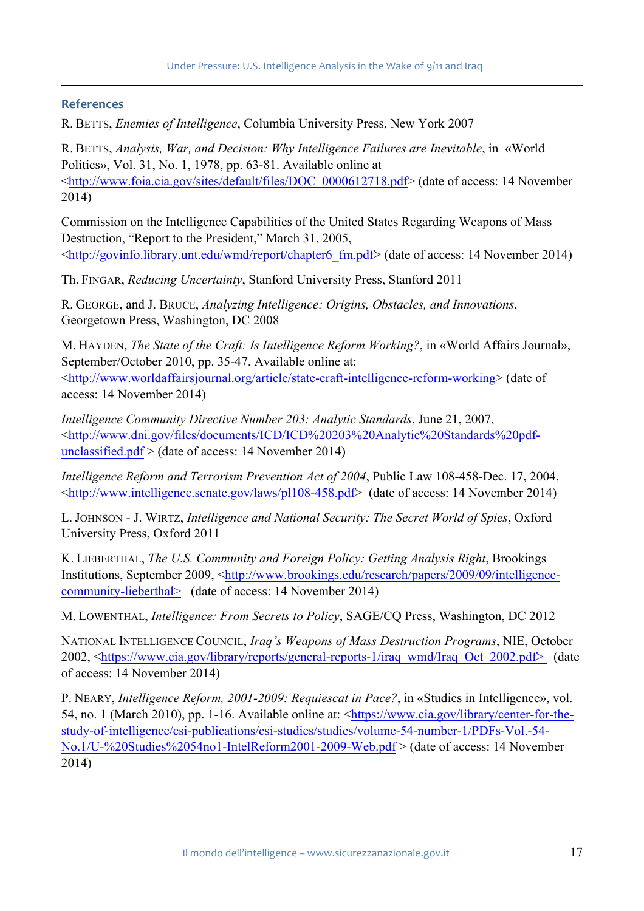## References

R. Betts, *Enemies of Intelligence*, Columbia University Press, New York 2007

R. Betts, *Analysis, War, and Decision: Why Intelligence Failures are Inevitable*, in «World Politics», Vol. 31, No. 1, 1978, pp. 63-81. Available online at <http://www.foia.cia.gov/sites/default/files/DOC_0000612718.pdf> (date of access: 14 November 2014)

Commission on the Intelligence Capabilities of the United States Regarding Weapons of Mass Destruction, "Report to the President," March 31, 2005, <http://govinfo.library.unt.edu/wmd/report/chapter6_fm.pdf> (date of access: 14 November 2014)

Th. Fingar, *Reducing Uncertainty*, Stanford University Press, Stanford 2011

R. George, and J. Bruce, *Analyzing Intelligence: Origins, Obstacles, and Innovations*, Georgetown Press, Washington, DC 2008

M. Hayden, *The State of the Craft: Is Intelligence Reform Working?*, in «World Affairs Journal», September/October 2010, pp. 35-47. Available online at: <http://www.worldaffairsjournal.org/article/state-craft-intelligence-reform-working> (date of access: 14 November 2014)

*Intelligence Community Directive Number 203: Analytic Standards*, June 21, 2007, <http://www.dni.gov/files/documents/ICD/ICD%20203%20Analytic%20Standards%20pdf-unclassified.pdf > (date of access: 14 November 2014)

*Intelligence Reform and Terrorism Prevention Act of 2004*, Public Law 108-458-Dec. 17, 2004, <http://www.intelligence.senate.gov/laws/pl108-458.pdf> (date of access: 14 November 2014)

L. Johnson - J. Wirtz, *Intelligence and National Security: The Secret World of Spies*, Oxford University Press, Oxford 2011

K. Lieberthal, *The U.S. Community and Foreign Policy: Getting Analysis Right*, Brookings Institutions, September 2009, <http://www.brookings.edu/research/papers/2009/09/intelligence-community-lieberthal> (date of access: 14 November 2014)

M. Lowenthal, *Intelligence: From Secrets to Policy*, SAGE/CQ Press, Washington, DC 2012

National Intelligence Council, *Iraq's Weapons of Mass Destruction Programs*, NIE, October 2002, <https://www.cia.gov/library/reports/general-reports-1/iraq_wmd/Iraq_Oct_2002.pdf> (date of access: 14 November 2014)

P. Neary, *Intelligence Reform, 2001-2009: Requiescat in Pace?*, in «Studies in Intelligence», vol. 54, no. 1 (March 2010), pp. 1-16. Available online at: <https://www.cia.gov/library/center-for-the-study-of-intelligence/csi-publications/csi-studies/studies/volume-54-number-1/PDFs-Vol.-54-No.1/U-%20Studies%2054no1-IntelReform2001-2009-Web.pdf > (date of access: 14 November 2014)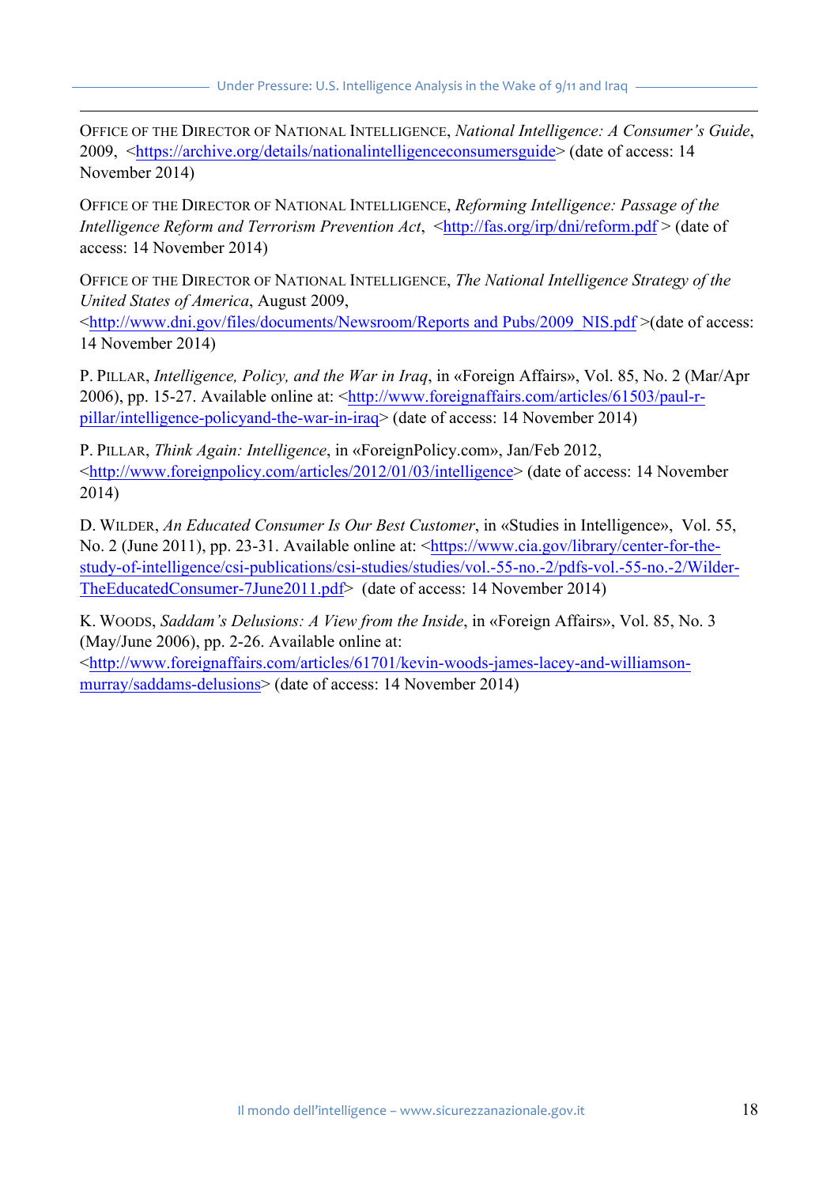Office of the Director of National Intelligence, *National Intelligence: A Consumer's Guide*, 2009, <https://archive.org/details/nationalintelligenceconsumersguide> (date of access: 14 November 2014)

Office of the Director of National Intelligence, *Reforming Intelligence: Passage of the Intelligence Reform and Terrorism Prevention Act*, <http://fas.org/irp/dni/reform.pdf > (date of access: 14 November 2014)

Office of the Director of National Intelligence, *The National Intelligence Strategy of the United States of America*, August 2009, <http://www.dni.gov/files/documents/Newsroom/Reports and Pubs/2009_NIS.pdf >(date of access: 14 November 2014)

P. Pillar, *Intelligence, Policy, and the War in Iraq*, in «Foreign Affairs», Vol. 85, No. 2 (Mar/Apr 2006), pp. 15-27. Available online at: <http://www.foreignaffairs.com/articles/61503/paul-r-pillar/intelligence-policyand-the-war-in-iraq> (date of access: 14 November 2014)

P. Pillar, *Think Again: Intelligence*, in «ForeignPolicy.com», Jan/Feb 2012, <http://www.foreignpolicy.com/articles/2012/01/03/intelligence> (date of access: 14 November 2014)

D. Wilder, *An Educated Consumer Is Our Best Customer*, in «Studies in Intelligence», Vol. 55, No. 2 (June 2011), pp. 23-31. Available online at: <https://www.cia.gov/library/center-for-the-study-of-intelligence/csi-publications/csi-studies/studies/vol.-55-no.-2/pdfs-vol.-55-no.-2/Wilder-TheEducatedConsumer-7June2011.pdf> (date of access: 14 November 2014)

K. Woods, *Saddam's Delusions: A View from the Inside*, in «Foreign Affairs», Vol. 85, No. 3 (May/June 2006), pp. 2-26. Available online at: <http://www.foreignaffairs.com/articles/61701/kevin-woods-james-lacey-and-williamson-murray/saddams-delusions> (date of access: 14 November 2014)